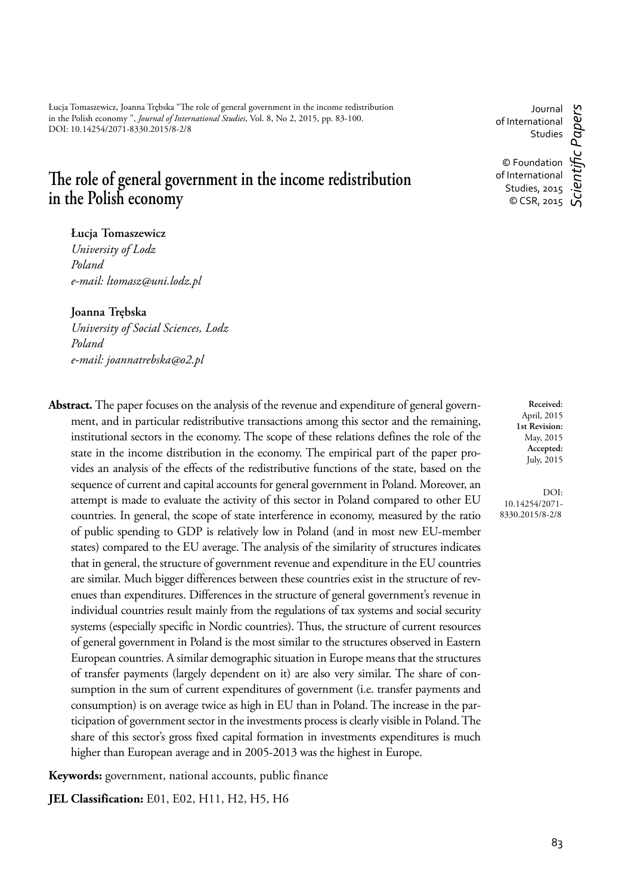Łucja Tomaszewicz, Joanna Trębska "The role of general government in the income redistribution in the Polish economy ", *Journal of International Studies*, Vol. 8, No 2, 2015, pp. 83-100. DOI: 10.14254/2071-8330.2015/8-2/8

Journal of International Studies

© Foundation of International Studies, 2015
© CSR, 2015

*Scientific Papers*

# The role of general government in the income redistribution in the Polish economy

**Łucja Tomaszewicz**
*University of Lodz*
*Poland*
*e-mail: ltomasz@uni.lodz.pl*

**Joanna Trębska**
*University of Social Sciences, Lodz*
*Poland*
*e-mail: joannatrebska@o2.pl*

**Received**: April, 2015
**1st Revision:** May, 2015
**Accepted:** July, 2015

DOI: 10.14254/2071-8330.2015/8-2/8

**Abstract.** The paper focuses on the analysis of the revenue and expenditure of general government, and in particular redistributive transactions among this sector and the remaining, institutional sectors in the economy. The scope of these relations defines the role of the state in the income distribution in the economy. The empirical part of the paper provides an analysis of the effects of the redistributive functions of the state, based on the sequence of current and capital accounts for general government in Poland. Moreover, an attempt is made to evaluate the activity of this sector in Poland compared to other EU countries. In general, the scope of state interference in economy, measured by the ratio of public spending to GDP is relatively low in Poland (and in most new EU-member states) compared to the EU average. The analysis of the similarity of structures indicates that in general, the structure of government revenue and expenditure in the EU countries are similar. Much bigger differences between these countries exist in the structure of revenues than expenditures. Differences in the structure of general government's revenue in individual countries result mainly from the regulations of tax systems and social security systems (especially specific in Nordic countries). Thus, the structure of current resources of general government in Poland is the most similar to the structures observed in Eastern European countries. A similar demographic situation in Europe means that the structures of transfer payments (largely dependent on it) are also very similar. The share of consumption in the sum of current expenditures of government (i.e. transfer payments and consumption) is on average twice as high in EU than in Poland. The increase in the participation of government sector in the investments process is clearly visible in Poland. The share of this sector's gross fixed capital formation in investments expenditures is much higher than European average and in 2005-2013 was the highest in Europe.

**Keywords:** government, national accounts, public finance

**JEL Classification:** E01, E02, H11, H2, H5, H6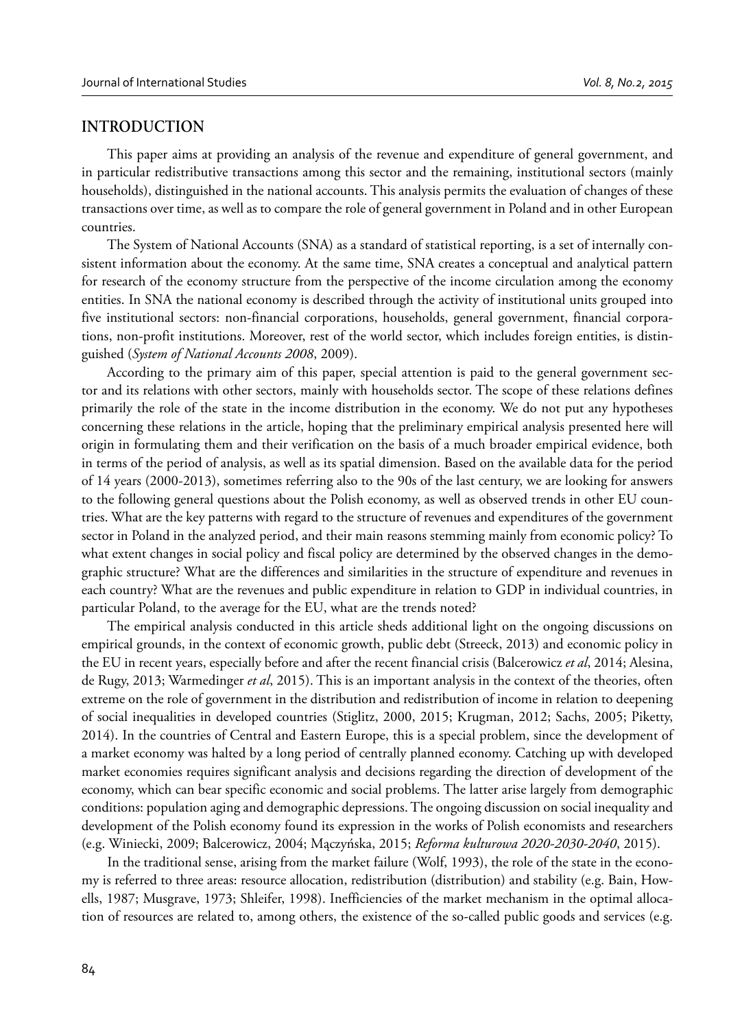## INTRODUCTION

This paper aims at providing an analysis of the revenue and expenditure of general government, and in particular redistributive transactions among this sector and the remaining, institutional sectors (mainly households), distinguished in the national accounts. This analysis permits the evaluation of changes of these transactions over time, as well as to compare the role of general government in Poland and in other European countries.

The System of National Accounts (SNA) as a standard of statistical reporting, is a set of internally consistent information about the economy. At the same time, SNA creates a conceptual and analytical pattern for research of the economy structure from the perspective of the income circulation among the economy entities. In SNA the national economy is described through the activity of institutional units grouped into five institutional sectors: non-financial corporations, households, general government, financial corporations, non-profit institutions. Moreover, rest of the world sector, which includes foreign entities, is distinguished (*System of National Accounts 2008*, 2009).

According to the primary aim of this paper, special attention is paid to the general government sector and its relations with other sectors, mainly with households sector. The scope of these relations defines primarily the role of the state in the income distribution in the economy. We do not put any hypotheses concerning these relations in the article, hoping that the preliminary empirical analysis presented here will origin in formulating them and their verification on the basis of a much broader empirical evidence, both in terms of the period of analysis, as well as its spatial dimension. Based on the available data for the period of 14 years (2000-2013), sometimes referring also to the 90s of the last century, we are looking for answers to the following general questions about the Polish economy, as well as observed trends in other EU countries. What are the key patterns with regard to the structure of revenues and expenditures of the government sector in Poland in the analyzed period, and their main reasons stemming mainly from economic policy? To what extent changes in social policy and fiscal policy are determined by the observed changes in the demographic structure? What are the differences and similarities in the structure of expenditure and revenues in each country? What are the revenues and public expenditure in relation to GDP in individual countries, in particular Poland, to the average for the EU, what are the trends noted?

The empirical analysis conducted in this article sheds additional light on the ongoing discussions on empirical grounds, in the context of economic growth, public debt (Streeck, 2013) and economic policy in the EU in recent years, especially before and after the recent financial crisis (Balcerowicz *et al*, 2014; Alesina, de Rugy, 2013; Warmedinger *et al*, 2015). This is an important analysis in the context of the theories, often extreme on the role of government in the distribution and redistribution of income in relation to deepening of social inequalities in developed countries (Stiglitz, 2000, 2015; Krugman, 2012; Sachs, 2005; Piketty, 2014). In the countries of Central and Eastern Europe, this is a special problem, since the development of a market economy was halted by a long period of centrally planned economy. Catching up with developed market economies requires significant analysis and decisions regarding the direction of development of the economy, which can bear specific economic and social problems. The latter arise largely from demographic conditions: population aging and demographic depressions. The ongoing discussion on social inequality and development of the Polish economy found its expression in the works of Polish economists and researchers (e.g. Winiecki, 2009; Balcerowicz, 2004; Mączyńska, 2015; *Reforma kulturowa 2020-2030-2040*, 2015).

In the traditional sense, arising from the market failure (Wolf, 1993), the role of the state in the economy is referred to three areas: resource allocation, redistribution (distribution) and stability (e.g. Bain, Howells, 1987; Musgrave, 1973; Shleifer, 1998). Inefficiencies of the market mechanism in the optimal allocation of resources are related to, among others, the existence of the so-called public goods and services (e.g.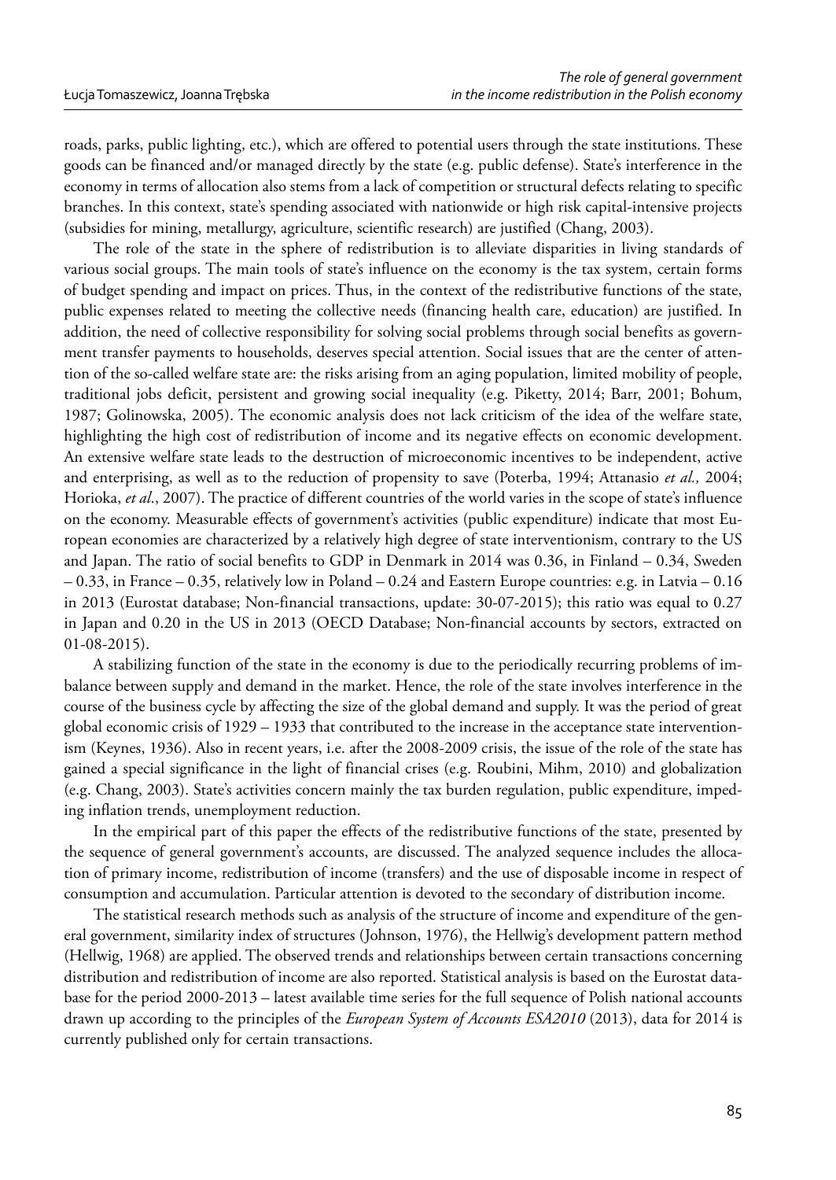roads, parks, public lighting, etc.), which are offered to potential users through the state institutions. These goods can be financed and/or managed directly by the state (e.g. public defense). State's interference in the economy in terms of allocation also stems from a lack of competition or structural defects relating to specific branches. In this context, state's spending associated with nationwide or high risk capital-intensive projects (subsidies for mining, metallurgy, agriculture, scientific research) are justified (Chang, 2003).

The role of the state in the sphere of redistribution is to alleviate disparities in living standards of various social groups. The main tools of state's influence on the economy is the tax system, certain forms of budget spending and impact on prices. Thus, in the context of the redistributive functions of the state, public expenses related to meeting the collective needs (financing health care, education) are justified. In addition, the need of collective responsibility for solving social problems through social benefits as government transfer payments to households, deserves special attention. Social issues that are the center of attention of the so-called welfare state are: the risks arising from an aging population, limited mobility of people, traditional jobs deficit, persistent and growing social inequality (e.g. Piketty, 2014; Barr, 2001; Bohum, 1987; Golinowska, 2005). The economic analysis does not lack criticism of the idea of the welfare state, highlighting the high cost of redistribution of income and its negative effects on economic development. An extensive welfare state leads to the destruction of microeconomic incentives to be independent, active and enterprising, as well as to the reduction of propensity to save (Poterba, 1994; Attanasio *et al.,* 2004; Horioka, *et al.*, 2007). The practice of different countries of the world varies in the scope of state's influence on the economy. Measurable effects of government's activities (public expenditure) indicate that most European economies are characterized by a relatively high degree of state interventionism, contrary to the US and Japan. The ratio of social benefits to GDP in Denmark in 2014 was 0.36, in Finland – 0.34, Sweden – 0.33, in France – 0.35, relatively low in Poland – 0.24 and Eastern Europe countries: e.g. in Latvia – 0.16 in 2013 (Eurostat database; Non-financial transactions, update: 30-07-2015); this ratio was equal to 0.27 in Japan and 0.20 in the US in 2013 (OECD Database; Non-financial accounts by sectors, extracted on 01-08-2015).

A stabilizing function of the state in the economy is due to the periodically recurring problems of imbalance between supply and demand in the market. Hence, the role of the state involves interference in the course of the business cycle by affecting the size of the global demand and supply. It was the period of great global economic crisis of 1929 – 1933 that contributed to the increase in the acceptance state interventionism (Keynes, 1936). Also in recent years, i.e. after the 2008-2009 crisis, the issue of the role of the state has gained a special significance in the light of financial crises (e.g. Roubini, Mihm, 2010) and globalization (e.g. Chang, 2003). State's activities concern mainly the tax burden regulation, public expenditure, impeding inflation trends, unemployment reduction.

In the empirical part of this paper the effects of the redistributive functions of the state, presented by the sequence of general government's accounts, are discussed. The analyzed sequence includes the allocation of primary income, redistribution of income (transfers) and the use of disposable income in respect of consumption and accumulation. Particular attention is devoted to the secondary of distribution income.

The statistical research methods such as analysis of the structure of income and expenditure of the general government, similarity index of structures (Johnson, 1976), the Hellwig's development pattern method (Hellwig, 1968) are applied. The observed trends and relationships between certain transactions concerning distribution and redistribution of income are also reported. Statistical analysis is based on the Eurostat database for the period 2000-2013 – latest available time series for the full sequence of Polish national accounts drawn up according to the principles of the *European System of Accounts ESA2010* (2013), data for 2014 is currently published only for certain transactions.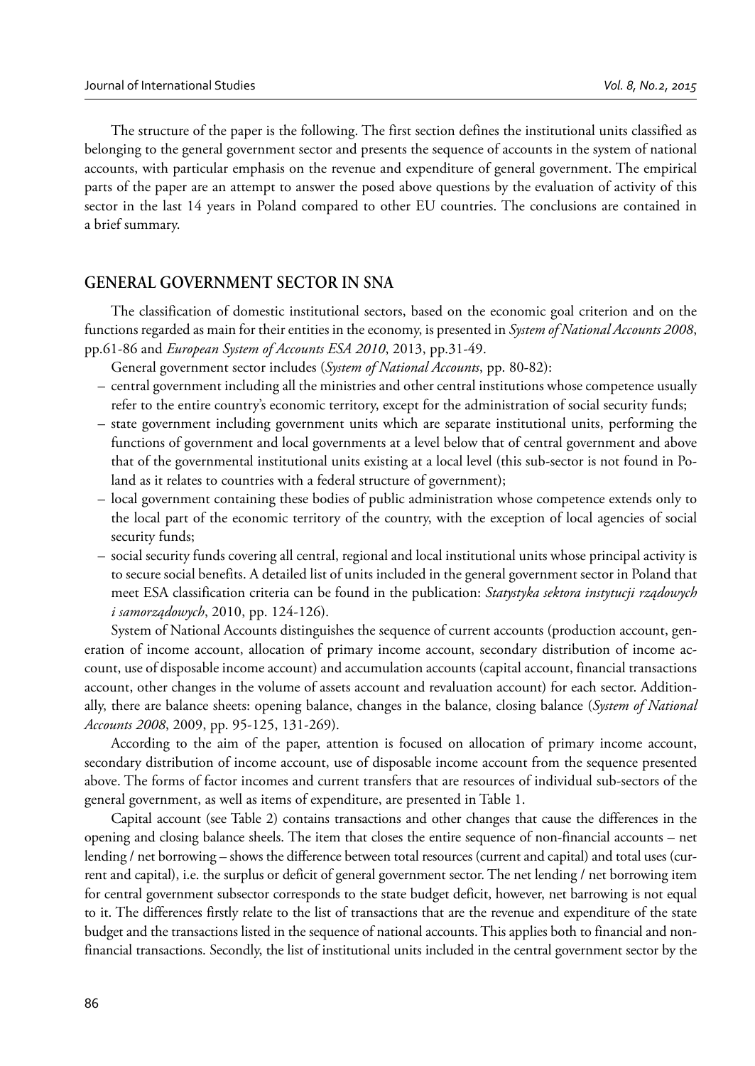The structure of the paper is the following. The first section defines the institutional units classified as belonging to the general government sector and presents the sequence of accounts in the system of national accounts, with particular emphasis on the revenue and expenditure of general government. The empirical parts of the paper are an attempt to answer the posed above questions by the evaluation of activity of this sector in the last 14 years in Poland compared to other EU countries. The conclusions are contained in a brief summary.

## GENERAL GOVERNMENT SECTOR IN SNA

The classification of domestic institutional sectors, based on the economic goal criterion and on the functions regarded as main for their entities in the economy, is presented in *System of National Accounts 2008*, pp.61-86 and *European System of Accounts ESA 2010*, 2013, pp.31-49.

General government sector includes (*System of National Accounts*, pp. 80-82):

- central government including all the ministries and other central institutions whose competence usually refer to the entire country's economic territory, except for the administration of social security funds;
- state government including government units which are separate institutional units, performing the functions of government and local governments at a level below that of central government and above that of the governmental institutional units existing at a local level (this sub-sector is not found in Poland as it relates to countries with a federal structure of government);
- local government containing these bodies of public administration whose competence extends only to the local part of the economic territory of the country, with the exception of local agencies of social security funds;
- social security funds covering all central, regional and local institutional units whose principal activity is to secure social benefits. A detailed list of units included in the general government sector in Poland that meet ESA classification criteria can be found in the publication: *Statystyka sektora instytucji rządowych i samorządowych*, 2010, pp. 124-126).

System of National Accounts distinguishes the sequence of current accounts (production account, generation of income account, allocation of primary income account, secondary distribution of income account, use of disposable income account) and accumulation accounts (capital account, financial transactions account, other changes in the volume of assets account and revaluation account) for each sector. Additionally, there are balance sheets: opening balance, changes in the balance, closing balance (*System of National Accounts 2008*, 2009, pp. 95-125, 131-269).

According to the aim of the paper, attention is focused on allocation of primary income account, secondary distribution of income account, use of disposable income account from the sequence presented above. The forms of factor incomes and current transfers that are resources of individual sub-sectors of the general government, as well as items of expenditure, are presented in Table 1.

Capital account (see Table 2) contains transactions and other changes that cause the differences in the opening and closing balance sheels. The item that closes the entire sequence of non-financial accounts – net lending / net borrowing – shows the difference between total resources (current and capital) and total uses (current and capital), i.e. the surplus or deficit of general government sector. The net lending / net borrowing item for central government subsector corresponds to the state budget deficit, however, net barrowing is not equal to it. The differences firstly relate to the list of transactions that are the revenue and expenditure of the state budget and the transactions listed in the sequence of national accounts. This applies both to financial and non-financial transactions. Secondly, the list of institutional units included in the central government sector by the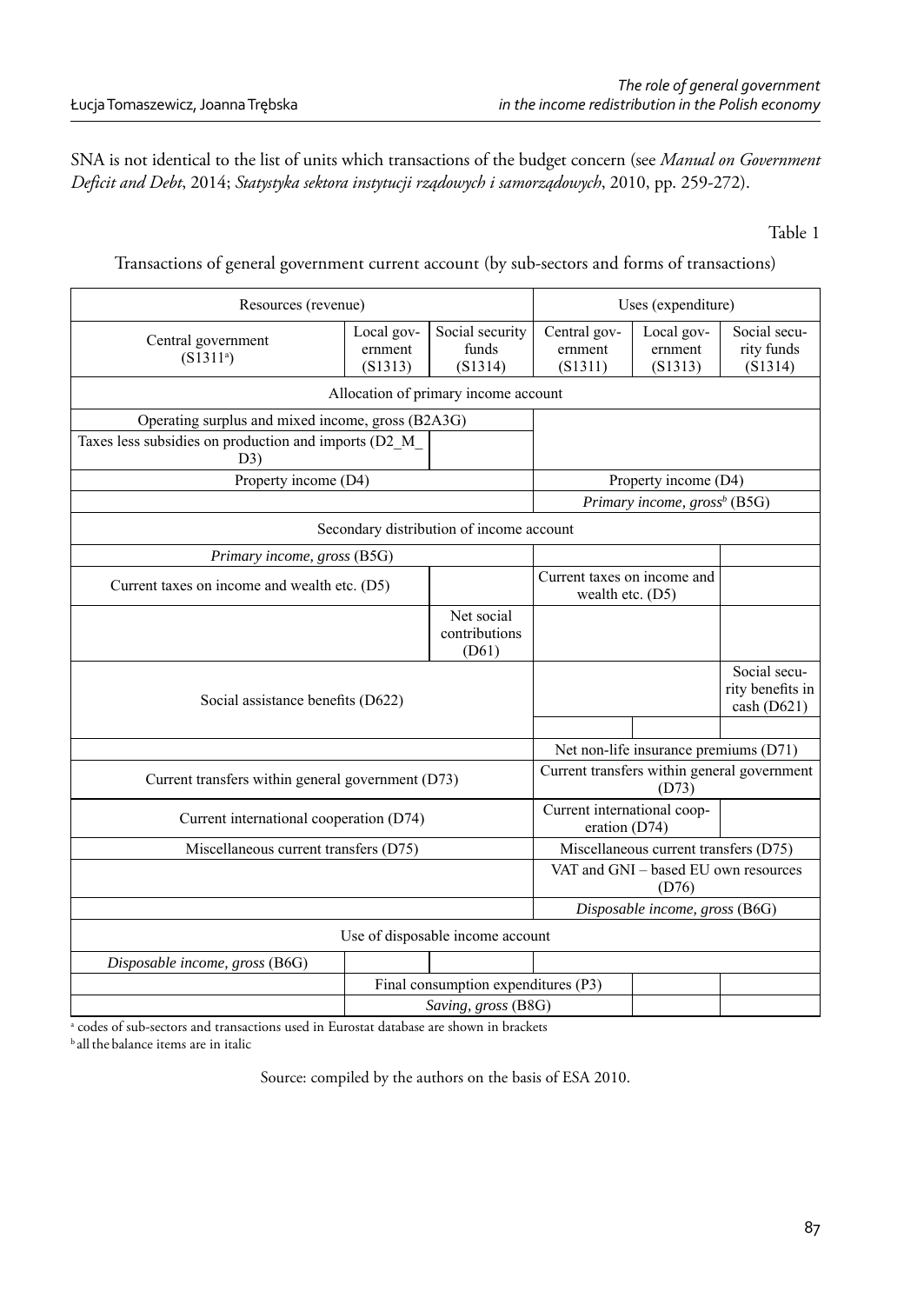SNA is not identical to the list of units which transactions of the budget concern (see *Manual on Government Deficit and Debt*, 2014; *Statystyka sektora instytucji rządowych i samorządowych*, 2010, pp. 259-272).

Table 1

Transactions of general government current account (by sub-sectors and forms of transactions)

| Resources (revenue) | | | Uses (expenditure) | | |
|---|---|---|---|---|---|
| Central government (S1311[a]) | Local government (S1313) | Social security funds (S1314) | Central government (S1311) | Local government (S1313) | Social security funds (S1314) |
| Allocation of primary income account | | | | | |
| Operating surplus and mixed income, gross (B2A3G) | | | | | |
| Taxes less subsidies on production and imports (D2_M_D3) | | | | | |
| Property income (D4) | | | Property income (D4) | | |
| | | | *Primary income, gross*[b] (B5G) | | |
| Secondary distribution of income account | | | | | |
| *Primary income, gross* (B5G) | | | | | |
| Current taxes on income and wealth etc. (D5) | | | Current taxes on income and wealth etc. (D5) | | |
| | | Net social contributions (D61) | | | |
| Social assistance benefits (D622) | | | | | Social security benefits in cash (D621) |
| | | | Net non-life insurance premiums (D71) | | |
| Current transfers within general government (D73) | | | Current transfers within general government (D73) | | |
| Current international cooperation (D74) | | | Current international cooperation (D74) | | |
| Miscellaneous current transfers (D75) | | | Miscellaneous current transfers (D75) | | |
| | | | VAT and GNI – based EU own resources (D76) | | |
| | | | *Disposable income, gross* (B6G) | | |
| Use of disposable income account | | | | | |
| *Disposable income, gross* (B6G) | | | | | |
| | Final consumption expenditures (P3) | | | | |
| | *Saving, gross* (B8G) | | | | |

[a] codes of sub-sectors and transactions used in Eurostat database are shown in brackets
[b] all the balance items are in italic

Source: compiled by the authors on the basis of ESA 2010.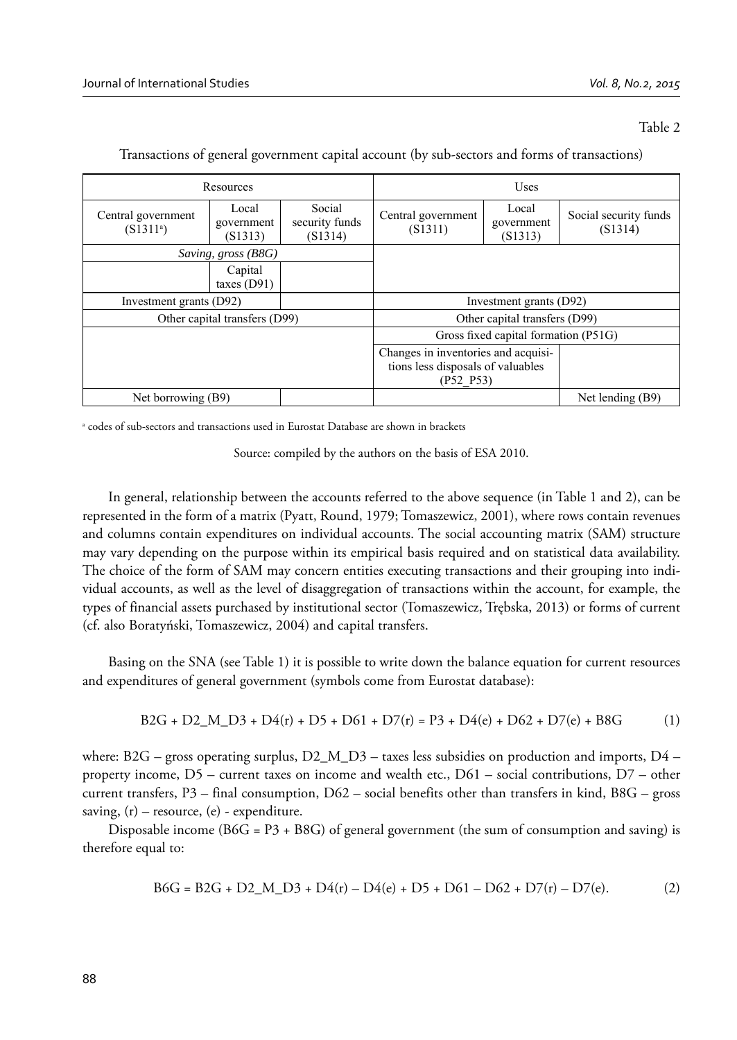Table 2

Transactions of general government capital account (by sub-sectors and forms of transactions)

| Resources | | | Uses | | |
|---|---|---|---|---|---|
| Central government (S1311[a]) | Local government (S1313) | Social security funds (S1314) | Central government (S1311) | Local government (S1313) | Social security funds (S1314) |
| *Saving, gross (B8G)* | | | | | |
| | Capital taxes (D91) | | | | |
| Investment grants (D92) | | | Investment grants (D92) | | |
| Other capital transfers (D99) | | | Other capital transfers (D99) | | |
| | | | Gross fixed capital formation (P51G) | | |
| | | | Changes in inventories and acquisitions less disposals of valuables (P52_P53) | | |
| Net borrowing (B9) | | | | | Net lending (B9) |

[a] codes of sub-sectors and transactions used in Eurostat Database are shown in brackets

Source: compiled by the authors on the basis of ESA 2010.

In general, relationship between the accounts referred to the above sequence (in Table 1 and 2), can be represented in the form of a matrix (Pyatt, Round, 1979; Tomaszewicz, 2001), where rows contain revenues and columns contain expenditures on individual accounts. The social accounting matrix (SAM) structure may vary depending on the purpose within its empirical basis required and on statistical data availability. The choice of the form of SAM may concern entities executing transactions and their grouping into individual accounts, as well as the level of disaggregation of transactions within the account, for example, the types of financial assets purchased by institutional sector (Tomaszewicz, Trębska, 2013) or forms of current (cf. also Boratyński, Tomaszewicz, 2004) and capital transfers.

Basing on the SNA (see Table 1) it is possible to write down the balance equation for current resources and expenditures of general government (symbols come from Eurostat database):

$$B2G + D2\_M\_D3 + D4(r) + D5 + D61 + D7(r) = P3 + D4(e) + D62 + D7(e) + B8G \tag{1}$$

where: B2G – gross operating surplus, D2_M_D3 – taxes less subsidies on production and imports, D4 – property income, D5 – current taxes on income and wealth etc., D61 – social contributions, D7 – other current transfers, P3 – final consumption, D62 – social benefits other than transfers in kind, B8G – gross saving, (r) – resource, (e) - expenditure.

Disposable income (B6G = P3 + B8G) of general government (the sum of consumption and saving) is therefore equal to:

$$B6G = B2G + D2\_M\_D3 + D4(r) - D4(e) + D5 + D61 - D62 + D7(r) - D7(e). \tag{2}$$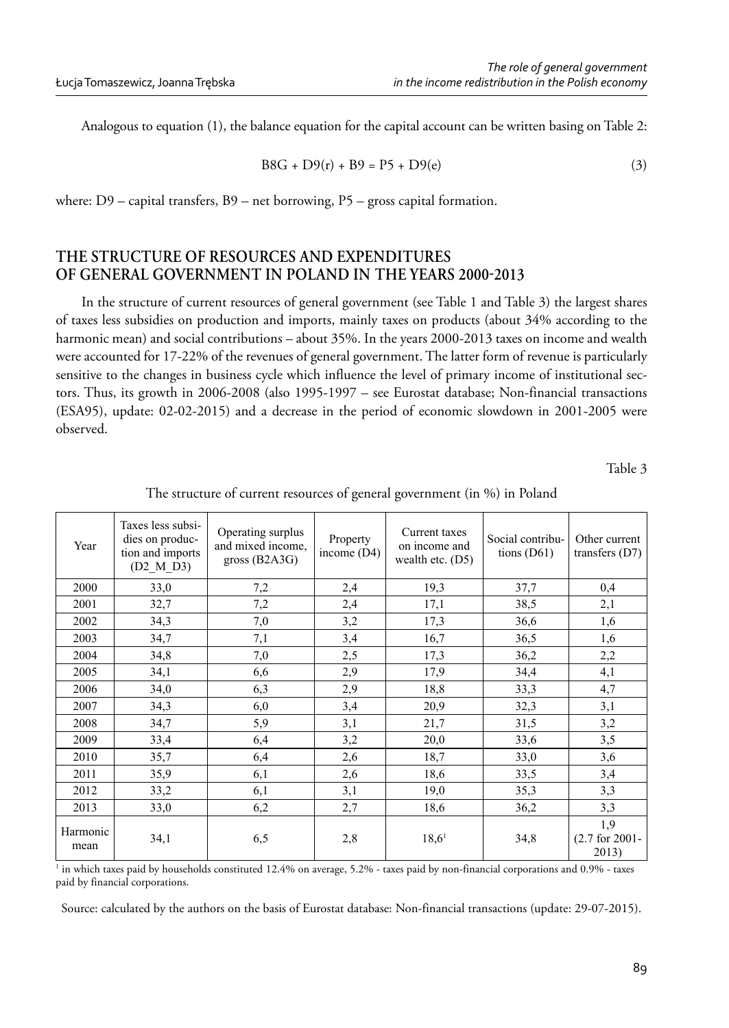Analogous to equation (1), the balance equation for the capital account can be written basing on Table 2:

$$B8G + D9(r) + B9 = P5 + D9(e) \tag{3}$$

where: D9 – capital transfers, B9 – net borrowing, P5 – gross capital formation.

## THE STRUCTURE OF RESOURCES AND EXPENDITURES OF GENERAL GOVERNMENT IN POLAND IN THE YEARS 2000-2013

In the structure of current resources of general government (see Table 1 and Table 3) the largest shares of taxes less subsidies on production and imports, mainly taxes on products (about 34% according to the harmonic mean) and social contributions – about 35%. In the years 2000-2013 taxes on income and wealth were accounted for 17-22% of the revenues of general government. The latter form of revenue is particularly sensitive to the changes in business cycle which influence the level of primary income of institutional sectors. Thus, its growth in 2006-2008 (also 1995-1997 – see Eurostat database; Non-financial transactions (ESA95), update: 02-02-2015) and a decrease in the period of economic slowdown in 2001-2005 were observed.

Table 3

The structure of current resources of general government (in %) in Poland

| Year | Taxes less subsidies on production and imports (D2_M_D3) | Operating surplus and mixed income, gross (B2A3G) | Property income (D4) | Current taxes on income and wealth etc. (D5) | Social contributions (D61) | Other current transfers (D7) |
|---|---|---|---|---|---|---|
| 2000 | 33,0 | 7,2 | 2,4 | 19,3 | 37,7 | 0,4 |
| 2001 | 32,7 | 7,2 | 2,4 | 17,1 | 38,5 | 2,1 |
| 2002 | 34,3 | 7,0 | 3,2 | 17,3 | 36,6 | 1,6 |
| 2003 | 34,7 | 7,1 | 3,4 | 16,7 | 36,5 | 1,6 |
| 2004 | 34,8 | 7,0 | 2,5 | 17,3 | 36,2 | 2,2 |
| 2005 | 34,1 | 6,6 | 2,9 | 17,9 | 34,4 | 4,1 |
| 2006 | 34,0 | 6,3 | 2,9 | 18,8 | 33,3 | 4,7 |
| 2007 | 34,3 | 6,0 | 3,4 | 20,9 | 32,3 | 3,1 |
| 2008 | 34,7 | 5,9 | 3,1 | 21,7 | 31,5 | 3,2 |
| 2009 | 33,4 | 6,4 | 3,2 | 20,0 | 33,6 | 3,5 |
| 2010 | 35,7 | 6,4 | 2,6 | 18,7 | 33,0 | 3,6 |
| 2011 | 35,9 | 6,1 | 2,6 | 18,6 | 33,5 | 3,4 |
| 2012 | 33,2 | 6,1 | 3,1 | 19,0 | 35,3 | 3,3 |
| 2013 | 33,0 | 6,2 | 2,7 | 18,6 | 36,2 | 3,3 |
| Harmonic mean | 34,1 | 6,5 | 2,8 | 18,6[1] | 34,8 | 1,9 (2.7 for 2001-2013) |

[1] in which taxes paid by households constituted 12.4% on average, 5.2% - taxes paid by non-financial corporations and 0.9% - taxes paid by financial corporations.

Source: calculated by the authors on the basis of Eurostat database: Non-financial transactions (update: 29-07-2015).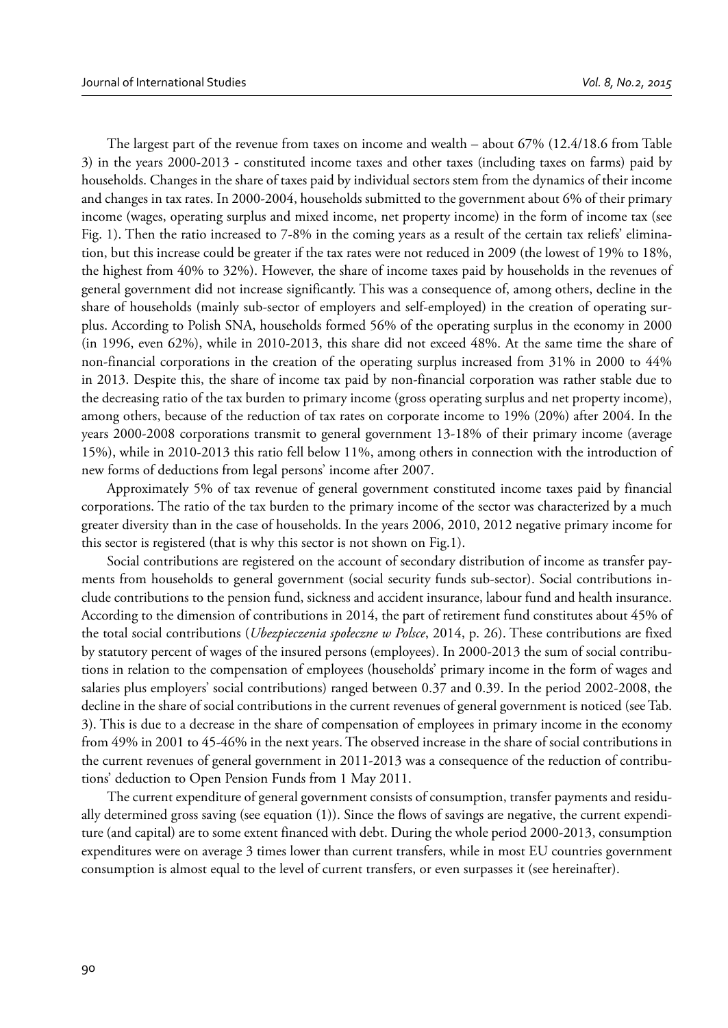The largest part of the revenue from taxes on income and wealth – about 67% (12.4/18.6 from Table 3) in the years 2000-2013 - constituted income taxes and other taxes (including taxes on farms) paid by households. Changes in the share of taxes paid by individual sectors stem from the dynamics of their income and changes in tax rates. In 2000-2004, households submitted to the government about 6% of their primary income (wages, operating surplus and mixed income, net property income) in the form of income tax (see Fig. 1). Then the ratio increased to 7-8% in the coming years as a result of the certain tax reliefs' elimination, but this increase could be greater if the tax rates were not reduced in 2009 (the lowest of 19% to 18%, the highest from 40% to 32%). However, the share of income taxes paid by households in the revenues of general government did not increase significantly. This was a consequence of, among others, decline in the share of households (mainly sub-sector of employers and self-employed) in the creation of operating surplus. According to Polish SNA, households formed 56% of the operating surplus in the economy in 2000 (in 1996, even 62%), while in 2010-2013, this share did not exceed 48%. At the same time the share of non-financial corporations in the creation of the operating surplus increased from 31% in 2000 to 44% in 2013. Despite this, the share of income tax paid by non-financial corporation was rather stable due to the decreasing ratio of the tax burden to primary income (gross operating surplus and net property income), among others, because of the reduction of tax rates on corporate income to 19% (20%) after 2004. In the years 2000-2008 corporations transmit to general government 13-18% of their primary income (average 15%), while in 2010-2013 this ratio fell below 11%, among others in connection with the introduction of new forms of deductions from legal persons' income after 2007.

Approximately 5% of tax revenue of general government constituted income taxes paid by financial corporations. The ratio of the tax burden to the primary income of the sector was characterized by a much greater diversity than in the case of households. In the years 2006, 2010, 2012 negative primary income for this sector is registered (that is why this sector is not shown on Fig.1).

Social contributions are registered on the account of secondary distribution of income as transfer payments from households to general government (social security funds sub-sector). Social contributions include contributions to the pension fund, sickness and accident insurance, labour fund and health insurance. According to the dimension of contributions in 2014, the part of retirement fund constitutes about 45% of the total social contributions (*Ubezpieczenia społeczne w Polsce*, 2014, p. 26). These contributions are fixed by statutory percent of wages of the insured persons (employees). In 2000-2013 the sum of social contributions in relation to the compensation of employees (households' primary income in the form of wages and salaries plus employers' social contributions) ranged between 0.37 and 0.39. In the period 2002-2008, the decline in the share of social contributions in the current revenues of general government is noticed (see Tab. 3). This is due to a decrease in the share of compensation of employees in primary income in the economy from 49% in 2001 to 45-46% in the next years. The observed increase in the share of social contributions in the current revenues of general government in 2011-2013 was a consequence of the reduction of contributions' deduction to Open Pension Funds from 1 May 2011.

The current expenditure of general government consists of consumption, transfer payments and residually determined gross saving (see equation (1)). Since the flows of savings are negative, the current expenditure (and capital) are to some extent financed with debt. During the whole period 2000-2013, consumption expenditures were on average 3 times lower than current transfers, while in most EU countries government consumption is almost equal to the level of current transfers, or even surpasses it (see hereinafter).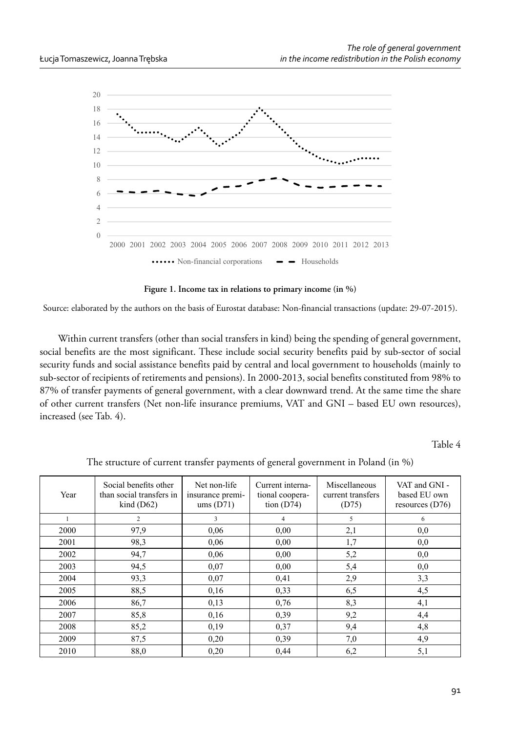**Figure 1. Income tax in relations to primary income (in %)**

Source: elaborated by the authors on the basis of Eurostat database: Non-financial transactions (update: 29-07-2015).

Within current transfers (other than social transfers in kind) being the spending of general government, social benefits are the most significant. These include social security benefits paid by sub-sector of social security funds and social assistance benefits paid by central and local government to households (mainly to sub-sector of recipients of retirements and pensions). In 2000-2013, social benefits constituted from 98% to 87% of transfer payments of general government, with a clear downward trend. At the same time the share of other current transfers (Net non-life insurance premiums, VAT and GNI – based EU own resources), increased (see Tab. 4).

Table 4

The structure of current transfer payments of general government in Poland (in %)

| Year | Social benefits other than social transfers in kind (D62) | Net non-life insurance premiums (D71) | Current international cooperation (D74) | Miscellaneous current transfers (D75) | VAT and GNI - based EU own resources (D76) |
|---|---|---|---|---|---|
| 1 | 2 | 3 | 4 | 5 | 6 |
| 2000 | 97,9 | 0,06 | 0,00 | 2,1 | 0,0 |
| 2001 | 98,3 | 0,06 | 0,00 | 1,7 | 0,0 |
| 2002 | 94,7 | 0,06 | 0,00 | 5,2 | 0,0 |
| 2003 | 94,5 | 0,07 | 0,00 | 5,4 | 0,0 |
| 2004 | 93,3 | 0,07 | 0,41 | 2,9 | 3,3 |
| 2005 | 88,5 | 0,16 | 0,33 | 6,5 | 4,5 |
| 2006 | 86,7 | 0,13 | 0,76 | 8,3 | 4,1 |
| 2007 | 85,8 | 0,16 | 0,39 | 9,2 | 4,4 |
| 2008 | 85,2 | 0,19 | 0,37 | 9,4 | 4,8 |
| 2009 | 87,5 | 0,20 | 0,39 | 7,0 | 4,9 |
| 2010 | 88,0 | 0,20 | 0,44 | 6,2 | 5,1 |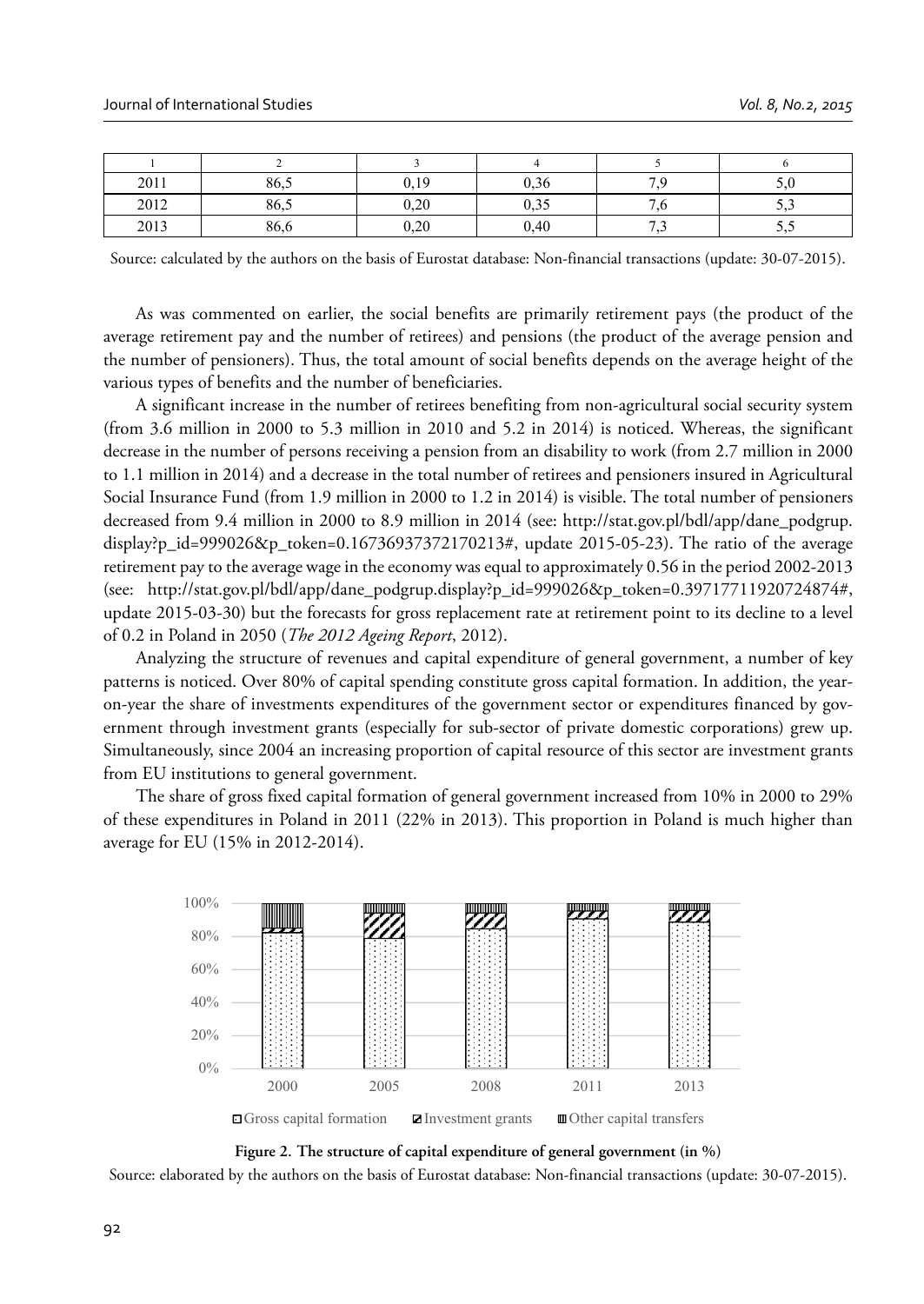| 1 | 2 | 3 | 4 | 5 | 6 |
| --- | --- | --- | --- | --- | --- |
| 2011 | 86,5 | 0,19 | 0,36 | 7,9 | 5,0 |
| 2012 | 86,5 | 0,20 | 0,35 | 7,6 | 5,3 |
| 2013 | 86,6 | 0,20 | 0,40 | 7,3 | 5,5 |

Source: calculated by the authors on the basis of Eurostat database: Non-financial transactions (update: 30-07-2015).

As was commented on earlier, the social benefits are primarily retirement pays (the product of the average retirement pay and the number of retirees) and pensions (the product of the average pension and the number of pensioners). Thus, the total amount of social benefits depends on the average height of the various types of benefits and the number of beneficiaries.

A significant increase in the number of retirees benefiting from non-agricultural social security system (from 3.6 million in 2000 to 5.3 million in 2010 and 5.2 in 2014) is noticed. Whereas, the significant decrease in the number of persons receiving a pension from an disability to work (from 2.7 million in 2000 to 1.1 million in 2014) and a decrease in the total number of retirees and pensioners insured in Agricultural Social Insurance Fund (from 1.9 million in 2000 to 1.2 in 2014) is visible. The total number of pensioners decreased from 9.4 million in 2000 to 8.9 million in 2014 (see: http://stat.gov.pl/bdl/app/dane_podgrup.display?p_id=999026&p_token=0.16736937372170213#, update 2015-05-23). The ratio of the average retirement pay to the average wage in the economy was equal to approximately 0.56 in the period 2002-2013 (see: http://stat.gov.pl/bdl/app/dane_podgrup.display?p_id=999026&p_token=0.39717711920724874#, update 2015-03-30) but the forecasts for gross replacement rate at retirement point to its decline to a level of 0.2 in Poland in 2050 (*The 2012 Ageing Report*, 2012).

Analyzing the structure of revenues and capital expenditure of general government, a number of key patterns is noticed. Over 80% of capital spending constitute gross capital formation. In addition, the year-on-year the share of investments expenditures of the government sector or expenditures financed by government through investment grants (especially for sub-sector of private domestic corporations) grew up. Simultaneously, since 2004 an increasing proportion of capital resource of this sector are investment grants from EU institutions to general government.

The share of gross fixed capital formation of general government increased from 10% in 2000 to 29% of these expenditures in Poland in 2011 (22% in 2013). This proportion in Poland is much higher than average for EU (15% in 2012-2014).

**Figure 2. The structure of capital expenditure of general government (in %)**

Source: elaborated by the authors on the basis of Eurostat database: Non-financial transactions (update: 30-07-2015).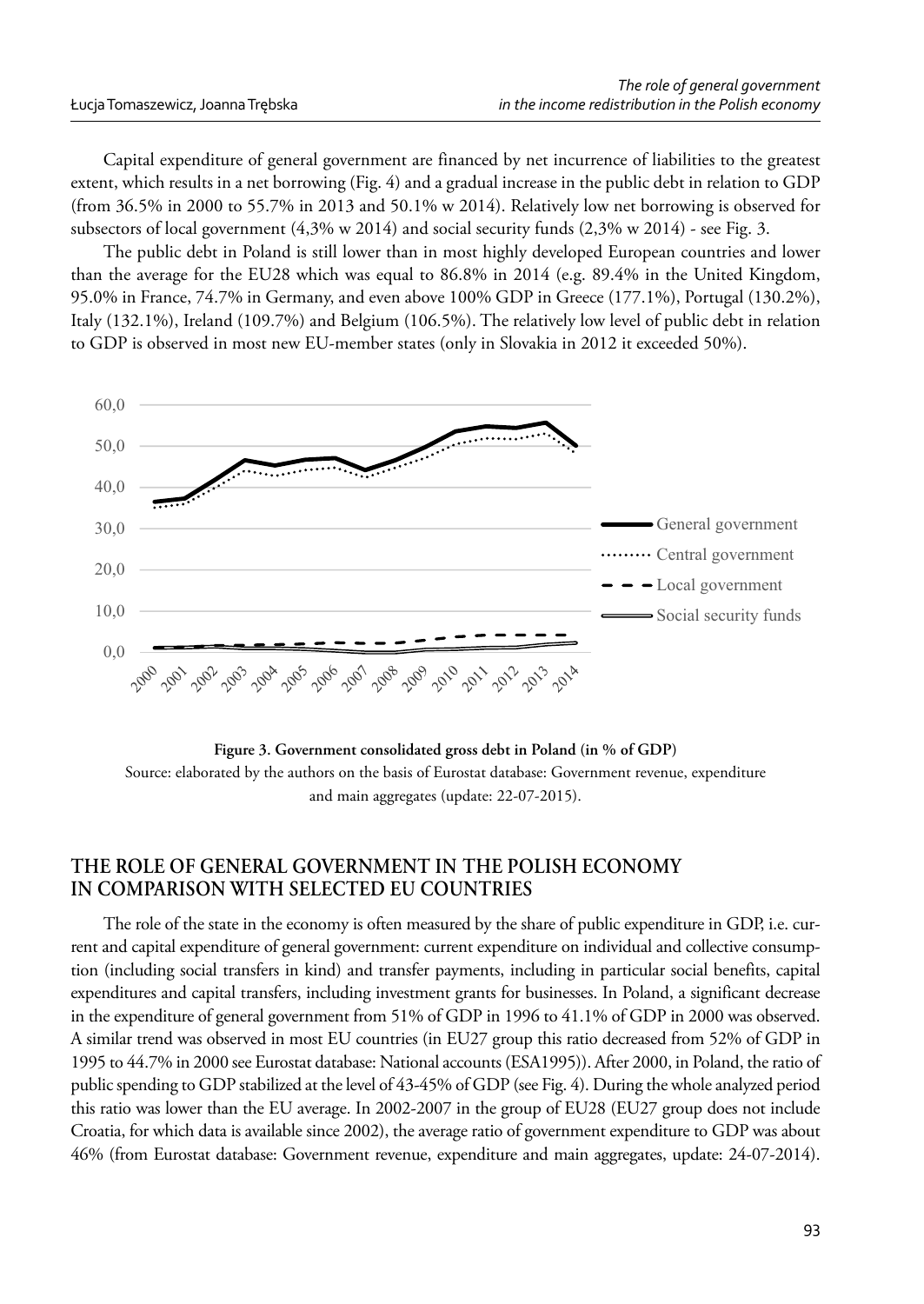Capital expenditure of general government are financed by net incurrence of liabilities to the greatest extent, which results in a net borrowing (Fig. 4) and a gradual increase in the public debt in relation to GDP (from 36.5% in 2000 to 55.7% in 2013 and 50.1% w 2014). Relatively low net borrowing is observed for subsectors of local government (4,3% w 2014) and social security funds (2,3% w 2014) - see Fig. 3.

The public debt in Poland is still lower than in most highly developed European countries and lower than the average for the EU28 which was equal to 86.8% in 2014 (e.g. 89.4% in the United Kingdom, 95.0% in France, 74.7% in Germany, and even above 100% GDP in Greece (177.1%), Portugal (130.2%), Italy (132.1%), Ireland (109.7%) and Belgium (106.5%). The relatively low level of public debt in relation to GDP is observed in most new EU-member states (only in Slovakia in 2012 it exceeded 50%).

**Figure 3. Government consolidated gross debt in Poland (in % of GDP)**

Source: elaborated by the authors on the basis of Eurostat database: Government revenue, expenditure and main aggregates (update: 22-07-2015).

## THE ROLE OF GENERAL GOVERNMENT IN THE POLISH ECONOMY IN COMPARISON WITH SELECTED EU COUNTRIES

The role of the state in the economy is often measured by the share of public expenditure in GDP, i.e. current and capital expenditure of general government: current expenditure on individual and collective consumption (including social transfers in kind) and transfer payments, including in particular social benefits, capital expenditures and capital transfers, including investment grants for businesses. In Poland, a significant decrease in the expenditure of general government from 51% of GDP in 1996 to 41.1% of GDP in 2000 was observed. A similar trend was observed in most EU countries (in EU27 group this ratio decreased from 52% of GDP in 1995 to 44.7% in 2000 see Eurostat database: National accounts (ESA1995)). After 2000, in Poland, the ratio of public spending to GDP stabilized at the level of 43-45% of GDP (see Fig. 4). During the whole analyzed period this ratio was lower than the EU average. In 2002-2007 in the group of EU28 (EU27 group does not include Croatia, for which data is available since 2002), the average ratio of government expenditure to GDP was about 46% (from Eurostat database: Government revenue, expenditure and main aggregates, update: 24-07-2014).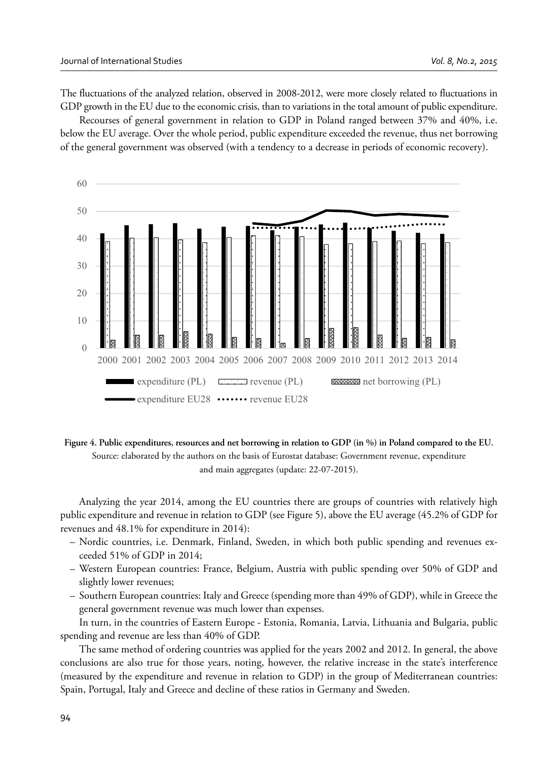The fluctuations of the analyzed relation, observed in 2008-2012, were more closely related to fluctuations in GDP growth in the EU due to the economic crisis, than to variations in the total amount of public expenditure.

Recourses of general government in relation to GDP in Poland ranged between 37% and 40%, i.e. below the EU average. Over the whole period, public expenditure exceeded the revenue, thus net borrowing of the general government was observed (with a tendency to a decrease in periods of economic recovery).

**Figure 4. Public expenditures, resources and net borrowing in relation to GDP (in %) in Poland compared to the EU.**
Source: elaborated by the authors on the basis of Eurostat database: Government revenue, expenditure and main aggregates (update: 22-07-2015).

Analyzing the year 2014, among the EU countries there are groups of countries with relatively high public expenditure and revenue in relation to GDP (see Figure 5), above the EU average (45.2% of GDP for revenues and 48.1% for expenditure in 2014):

- Nordic countries, i.e. Denmark, Finland, Sweden, in which both public spending and revenues exceeded 51% of GDP in 2014;
- Western European countries: France, Belgium, Austria with public spending over 50% of GDP and slightly lower revenues;
- Southern European countries: Italy and Greece (spending more than 49% of GDP), while in Greece the general government revenue was much lower than expenses.

In turn, in the countries of Eastern Europe - Estonia, Romania, Latvia, Lithuania and Bulgaria, public spending and revenue are less than 40% of GDP.

The same method of ordering countries was applied for the years 2002 and 2012. In general, the above conclusions are also true for those years, noting, however, the relative increase in the state's interference (measured by the expenditure and revenue in relation to GDP) in the group of Mediterranean countries: Spain, Portugal, Italy and Greece and decline of these ratios in Germany and Sweden.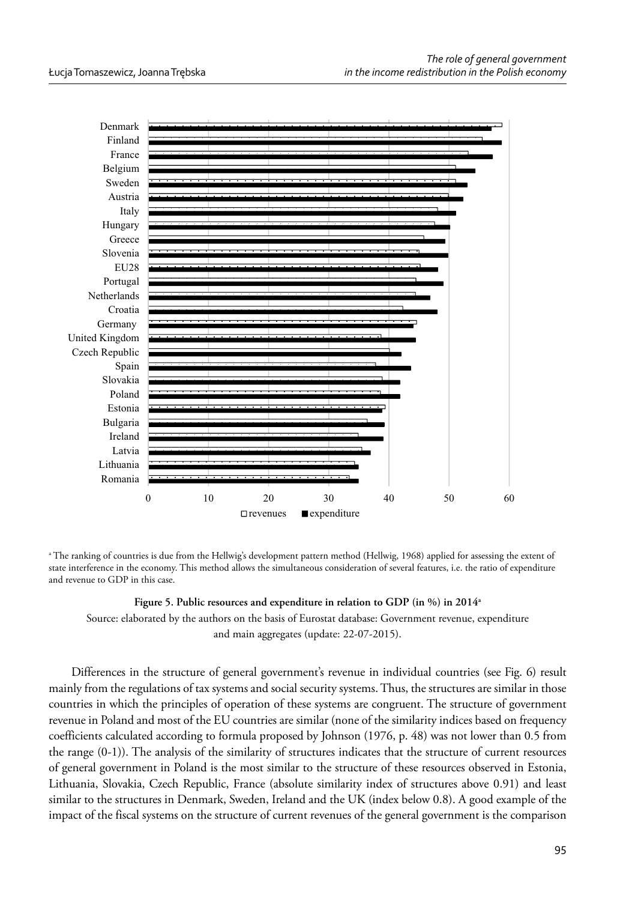[a] The ranking of countries is due from the Hellwig's development pattern method (Hellwig, 1968) applied for assessing the extent of state interference in the economy. This method allows the simultaneous consideration of several features, i.e. the ratio of expenditure and revenue to GDP in this case.

**Figure 5. Public resources and expenditure in relation to GDP (in %) in 2014[a]**

Source: elaborated by the authors on the basis of Eurostat database: Government revenue, expenditure and main aggregates (update: 22-07-2015).

Differences in the structure of general government's revenue in individual countries (see Fig. 6) result mainly from the regulations of tax systems and social security systems. Thus, the structures are similar in those countries in which the principles of operation of these systems are congruent. The structure of government revenue in Poland and most of the EU countries are similar (none of the similarity indices based on frequency coefficients calculated according to formula proposed by Johnson (1976, p. 48) was not lower than 0.5 from the range (0-1)). The analysis of the similarity of structures indicates that the structure of current resources of general government in Poland is the most similar to the structure of these resources observed in Estonia, Lithuania, Slovakia, Czech Republic, France (absolute similarity index of structures above 0.91) and least similar to the structures in Denmark, Sweden, Ireland and the UK (index below 0.8). A good example of the impact of the fiscal systems on the structure of current revenues of the general government is the comparison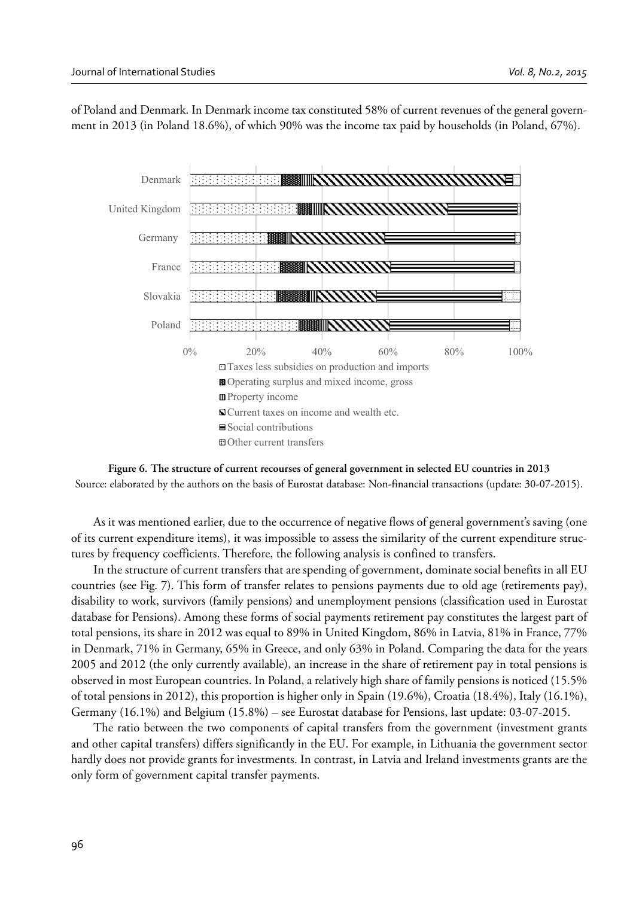of Poland and Denmark. In Denmark income tax constituted 58% of current revenues of the general government in 2013 (in Poland 18.6%), of which 90% was the income tax paid by households (in Poland, 67%).

**Figure 6. The structure of current recourses of general government in selected EU countries in 2013**

Source: elaborated by the authors on the basis of Eurostat database: Non-financial transactions (update: 30-07-2015).

As it was mentioned earlier, due to the occurrence of negative flows of general government's saving (one of its current expenditure items), it was impossible to assess the similarity of the current expenditure structures by frequency coefficients. Therefore, the following analysis is confined to transfers.

In the structure of current transfers that are spending of government, dominate social benefits in all EU countries (see Fig. 7). This form of transfer relates to pensions payments due to old age (retirements pay), disability to work, survivors (family pensions) and unemployment pensions (classification used in Eurostat database for Pensions). Among these forms of social payments retirement pay constitutes the largest part of total pensions, its share in 2012 was equal to 89% in United Kingdom, 86% in Latvia, 81% in France, 77% in Denmark, 71% in Germany, 65% in Greece, and only 63% in Poland. Comparing the data for the years 2005 and 2012 (the only currently available), an increase in the share of retirement pay in total pensions is observed in most European countries. In Poland, a relatively high share of family pensions is noticed (15.5% of total pensions in 2012), this proportion is higher only in Spain (19.6%), Croatia (18.4%), Italy (16.1%), Germany (16.1%) and Belgium (15.8%) – see Eurostat database for Pensions, last update: 03-07-2015.

The ratio between the two components of capital transfers from the government (investment grants and other capital transfers) differs significantly in the EU. For example, in Lithuania the government sector hardly does not provide grants for investments. In contrast, in Latvia and Ireland investments grants are the only form of government capital transfer payments.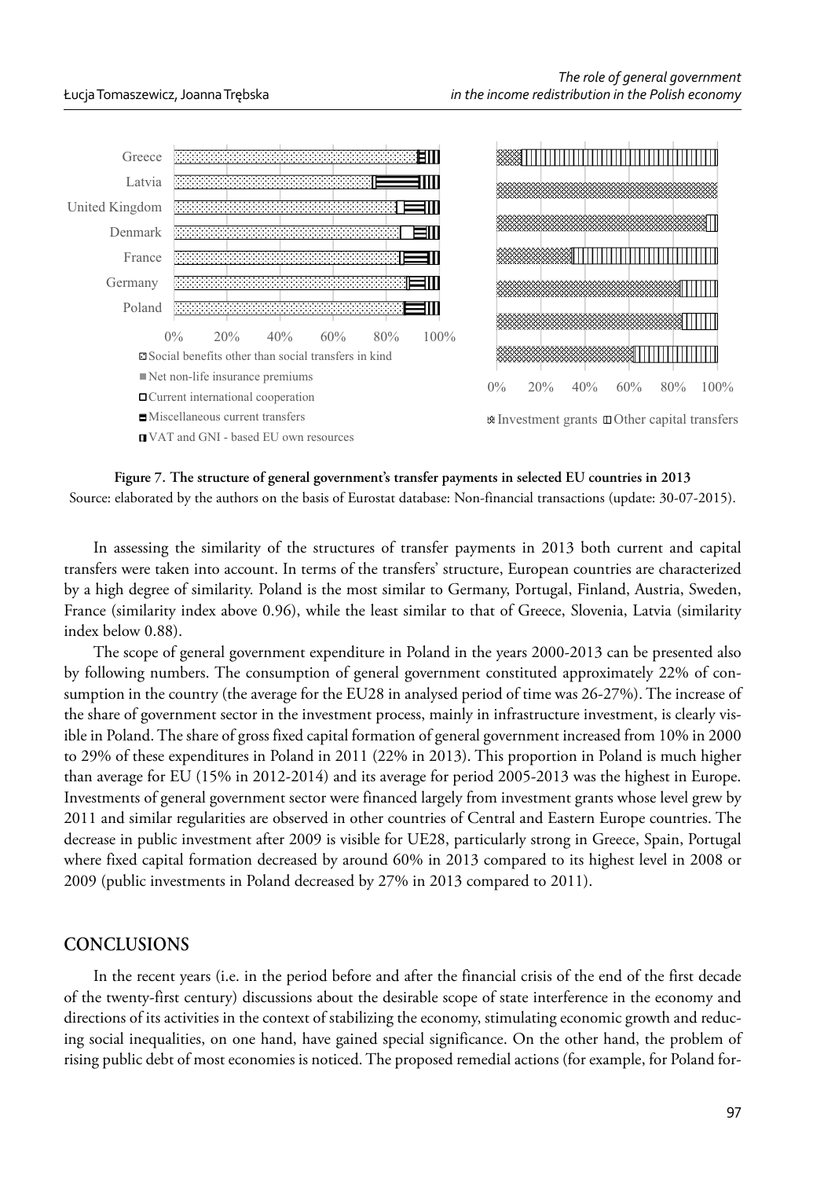Figure 7. The structure of general government's transfer payments in selected EU countries in 2013

Source: elaborated by the authors on the basis of Eurostat database: Non-financial transactions (update: 30-07-2015).

In assessing the similarity of the structures of transfer payments in 2013 both current and capital transfers were taken into account. In terms of the transfers' structure, European countries are characterized by a high degree of similarity. Poland is the most similar to Germany, Portugal, Finland, Austria, Sweden, France (similarity index above 0.96), while the least similar to that of Greece, Slovenia, Latvia (similarity index below 0.88).

The scope of general government expenditure in Poland in the years 2000-2013 can be presented also by following numbers. The consumption of general government constituted approximately 22% of consumption in the country (the average for the EU28 in analysed period of time was 26-27%). The increase of the share of government sector in the investment process, mainly in infrastructure investment, is clearly visible in Poland. The share of gross fixed capital formation of general government increased from 10% in 2000 to 29% of these expenditures in Poland in 2011 (22% in 2013). This proportion in Poland is much higher than average for EU (15% in 2012-2014) and its average for period 2005-2013 was the highest in Europe. Investments of general government sector were financed largely from investment grants whose level grew by 2011 and similar regularities are observed in other countries of Central and Eastern Europe countries. The decrease in public investment after 2009 is visible for UE28, particularly strong in Greece, Spain, Portugal where fixed capital formation decreased by around 60% in 2013 compared to its highest level in 2008 or 2009 (public investments in Poland decreased by 27% in 2013 compared to 2011).

## CONCLUSIONS

In the recent years (i.e. in the period before and after the financial crisis of the end of the first decade of the twenty-first century) discussions about the desirable scope of state interference in the economy and directions of its activities in the context of stabilizing the economy, stimulating economic growth and reducing social inequalities, on one hand, have gained special significance. On the other hand, the problem of rising public debt of most economies is noticed. The proposed remedial actions (for example, for Poland for-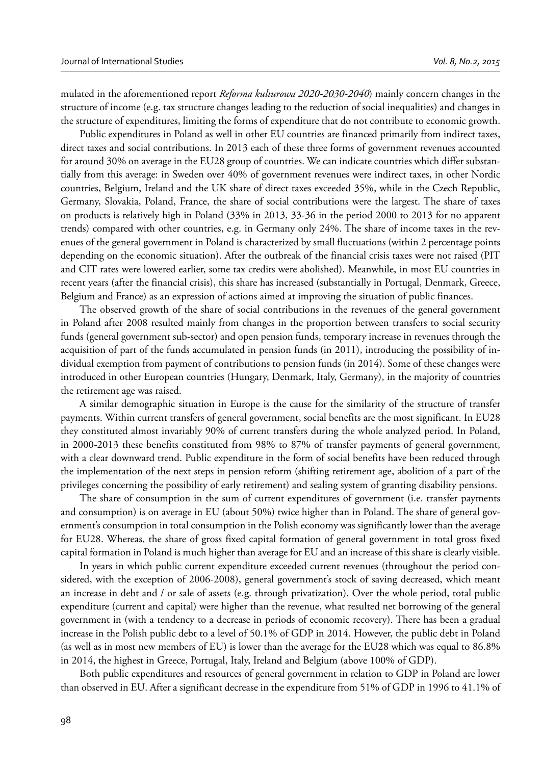mulated in the aforementioned report *Reforma kulturowa 2020-2030-2040*) mainly concern changes in the structure of income (e.g. tax structure changes leading to the reduction of social inequalities) and changes in the structure of expenditures, limiting the forms of expenditure that do not contribute to economic growth.

Public expenditures in Poland as well in other EU countries are financed primarily from indirect taxes, direct taxes and social contributions. In 2013 each of these three forms of government revenues accounted for around 30% on average in the EU28 group of countries. We can indicate countries which differ substantially from this average: in Sweden over 40% of government revenues were indirect taxes, in other Nordic countries, Belgium, Ireland and the UK share of direct taxes exceeded 35%, while in the Czech Republic, Germany, Slovakia, Poland, France, the share of social contributions were the largest. The share of taxes on products is relatively high in Poland (33% in 2013, 33-36 in the period 2000 to 2013 for no apparent trends) compared with other countries, e.g. in Germany only 24%. The share of income taxes in the revenues of the general government in Poland is characterized by small fluctuations (within 2 percentage points depending on the economic situation). After the outbreak of the financial crisis taxes were not raised (PIT and CIT rates were lowered earlier, some tax credits were abolished). Meanwhile, in most EU countries in recent years (after the financial crisis), this share has increased (substantially in Portugal, Denmark, Greece, Belgium and France) as an expression of actions aimed at improving the situation of public finances.

The observed growth of the share of social contributions in the revenues of the general government in Poland after 2008 resulted mainly from changes in the proportion between transfers to social security funds (general government sub-sector) and open pension funds, temporary increase in revenues through the acquisition of part of the funds accumulated in pension funds (in 2011), introducing the possibility of individual exemption from payment of contributions to pension funds (in 2014). Some of these changes were introduced in other European countries (Hungary, Denmark, Italy, Germany), in the majority of countries the retirement age was raised.

A similar demographic situation in Europe is the cause for the similarity of the structure of transfer payments. Within current transfers of general government, social benefits are the most significant. In EU28 they constituted almost invariably 90% of current transfers during the whole analyzed period. In Poland, in 2000-2013 these benefits constituted from 98% to 87% of transfer payments of general government, with a clear downward trend. Public expenditure in the form of social benefits have been reduced through the implementation of the next steps in pension reform (shifting retirement age, abolition of a part of the privileges concerning the possibility of early retirement) and sealing system of granting disability pensions.

The share of consumption in the sum of current expenditures of government (i.e. transfer payments and consumption) is on average in EU (about 50%) twice higher than in Poland. The share of general government's consumption in total consumption in the Polish economy was significantly lower than the average for EU28. Whereas, the share of gross fixed capital formation of general government in total gross fixed capital formation in Poland is much higher than average for EU and an increase of this share is clearly visible.

In years in which public current expenditure exceeded current revenues (throughout the period considered, with the exception of 2006-2008), general government's stock of saving decreased, which meant an increase in debt and / or sale of assets (e.g. through privatization). Over the whole period, total public expenditure (current and capital) were higher than the revenue, what resulted net borrowing of the general government in (with a tendency to a decrease in periods of economic recovery). There has been a gradual increase in the Polish public debt to a level of 50.1% of GDP in 2014. However, the public debt in Poland (as well as in most new members of EU) is lower than the average for the EU28 which was equal to 86.8% in 2014, the highest in Greece, Portugal, Italy, Ireland and Belgium (above 100% of GDP).

Both public expenditures and resources of general government in relation to GDP in Poland are lower than observed in EU. After a significant decrease in the expenditure from 51% of GDP in 1996 to 41.1% of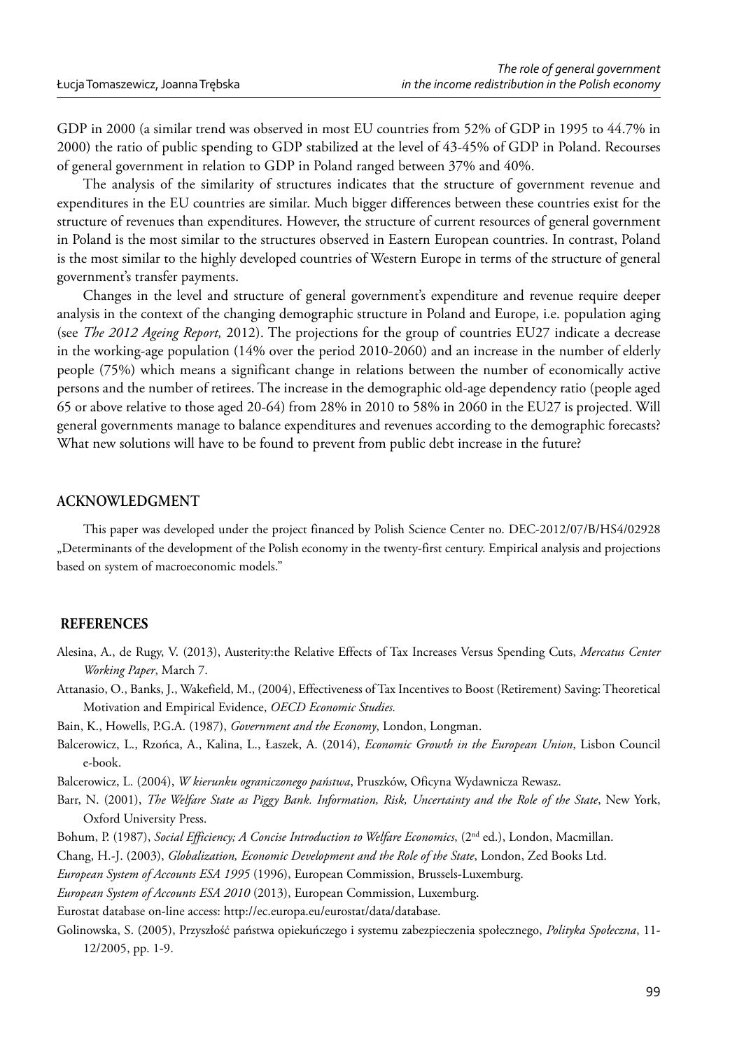GDP in 2000 (a similar trend was observed in most EU countries from 52% of GDP in 1995 to 44.7% in 2000) the ratio of public spending to GDP stabilized at the level of 43-45% of GDP in Poland. Recourses of general government in relation to GDP in Poland ranged between 37% and 40%.

The analysis of the similarity of structures indicates that the structure of government revenue and expenditures in the EU countries are similar. Much bigger differences between these countries exist for the structure of revenues than expenditures. However, the structure of current resources of general government in Poland is the most similar to the structures observed in Eastern European countries. In contrast, Poland is the most similar to the highly developed countries of Western Europe in terms of the structure of general government's transfer payments.

Changes in the level and structure of general government's expenditure and revenue require deeper analysis in the context of the changing demographic structure in Poland and Europe, i.e. population aging (see *The 2012 Ageing Report,* 2012). The projections for the group of countries EU27 indicate a decrease in the working-age population (14% over the period 2010-2060) and an increase in the number of elderly people (75%) which means a significant change in relations between the number of economically active persons and the number of retirees. The increase in the demographic old-age dependency ratio (people aged 65 or above relative to those aged 20-64) from 28% in 2010 to 58% in 2060 in the EU27 is projected. Will general governments manage to balance expenditures and revenues according to the demographic forecasts? What new solutions will have to be found to prevent from public debt increase in the future?

## ACKNOWLEDGMENT

This paper was developed under the project financed by Polish Science Center no. DEC-2012/07/B/HS4/02928 „Determinants of the development of the Polish economy in the twenty-first century. Empirical analysis and projections based on system of macroeconomic models."

## REFERENCES

Alesina, A., de Rugy, V. (2013), Austerity:the Relative Effects of Tax Increases Versus Spending Cuts, *Mercatus Center Working Paper*, March 7.

Attanasio, O., Banks, J., Wakefield, M., (2004), Effectiveness of Tax Incentives to Boost (Retirement) Saving: Theoretical Motivation and Empirical Evidence, *OECD Economic Studies.*

Bain, K., Howells, P.G.A. (1987), *Government and the Economy*, London, Longman.

Balcerowicz, L., Rzońca, A., Kalina, L., Łaszek, A. (2014), *Economic Growth in the European Union*, Lisbon Council e-book.

Balcerowicz, L. (2004), *W kierunku ograniczonego państwa*, Pruszków, Oficyna Wydawnicza Rewasz.

Barr, N. (2001), *The Welfare State as Piggy Bank. Information, Risk, Uncertainty and the Role of the State*, New York, Oxford University Press.

Bohum, P. (1987), *Social Efficiency; A Concise Introduction to Welfare Economics*, (2nd ed.), London, Macmillan.

Chang, H.-J. (2003), *Globalization, Economic Development and the Role of the State*, London, Zed Books Ltd.

*European System of Accounts ESA 1995* (1996), European Commission, Brussels-Luxemburg.

*European System of Accounts ESA 2010* (2013), European Commission, Luxemburg.

Eurostat database on-line access: http://ec.europa.eu/eurostat/data/database.

Golinowska, S. (2005), Przyszłość państwa opiekuńczego i systemu zabezpieczenia społecznego, *Polityka Społeczna*, 11-12/2005, pp. 1-9.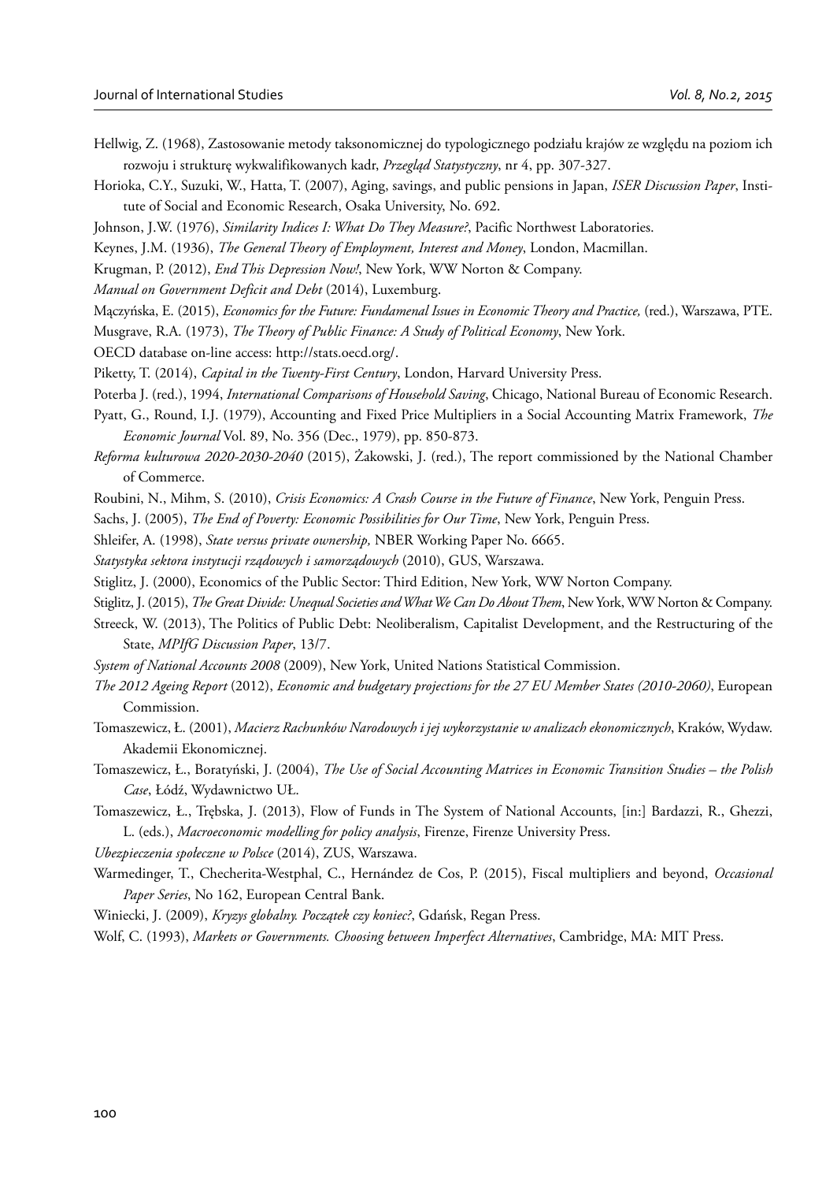Hellwig, Z. (1968), Zastosowanie metody taksonomicznej do typologicznego podziału krajów ze względu na poziom ich rozwoju i strukturę wykwalifikowanych kadr, *Przegląd Statystyczny*, nr 4, pp. 307-327.

Horioka, C.Y., Suzuki, W., Hatta, T. (2007), Aging, savings, and public pensions in Japan, *ISER Discussion Paper*, Institute of Social and Economic Research, Osaka University, No. 692.

Johnson, J.W. (1976), *Similarity Indices I: What Do They Measure?*, Pacific Northwest Laboratories.

Keynes, J.M. (1936), *The General Theory of Employment, Interest and Money*, London, Macmillan.

Krugman, P. (2012), *End This Depression Now!*, New York, WW Norton & Company.

*Manual on Government Deficit and Debt* (2014), Luxemburg.

Mączyńska, E. (2015), *Economics for the Future: Fundamenal Issues in Economic Theory and Practice,* (red.), Warszawa, PTE.

Musgrave, R.A. (1973), *The Theory of Public Finance: A Study of Political Economy*, New York.

OECD database on-line access: http://stats.oecd.org/.

Piketty, T. (2014), *Capital in the Twenty-First Century*, London, Harvard University Press.

Poterba J. (red.), 1994, *International Comparisons of Household Saving*, Chicago, National Bureau of Economic Research.

Pyatt, G., Round, I.J. (1979), Accounting and Fixed Price Multipliers in a Social Accounting Matrix Framework, *The Economic Journal* Vol. 89, No. 356 (Dec., 1979), pp. 850-873.

*Reforma kulturowa 2020-2030-2040* (2015), Żakowski, J. (red.), The report commissioned by the National Chamber of Commerce.

Roubini, N., Mihm, S. (2010), *Crisis Economics: A Crash Course in the Future of Finance*, New York, Penguin Press.

Sachs, J. (2005), *The End of Poverty: Economic Possibilities for Our Time*, New York, Penguin Press.

Shleifer, A. (1998), *State versus private ownership,* NBER Working Paper No. 6665.

*Statystyka sektora instytucji rządowych i samorządowych* (2010), GUS, Warszawa.

Stiglitz, J. (2000), Economics of the Public Sector: Third Edition, New York, WW Norton Company.

Stiglitz, J. (2015), *The Great Divide: Unequal Societies and What We Can Do About Them*, New York, WW Norton & Company.

Streeck, W. (2013), The Politics of Public Debt: Neoliberalism, Capitalist Development, and the Restructuring of the State, *MPIfG Discussion Paper*, 13/7.

*System of National Accounts 2008* (2009), New York, United Nations Statistical Commission.

*The 2012 Ageing Report* (2012), *Economic and budgetary projections for the 27 EU Member States (2010-2060)*, European Commission.

Tomaszewicz, Ł. (2001), *Macierz Rachunków Narodowych i jej wykorzystanie w analizach ekonomicznych*, Kraków, Wydaw. Akademii Ekonomicznej.

Tomaszewicz, Ł., Boratyński, J. (2004), *The Use of Social Accounting Matrices in Economic Transition Studies – the Polish Case*, Łódź, Wydawnictwo UŁ.

Tomaszewicz, Ł., Trębska, J. (2013), Flow of Funds in The System of National Accounts, [in:] Bardazzi, R., Ghezzi, L. (eds.), *Macroeconomic modelling for policy analysis*, Firenze, Firenze University Press.

*Ubezpieczenia społeczne w Polsce* (2014), ZUS, Warszawa.

Warmedinger, T., Checherita-Westphal, C., Hernández de Cos, P. (2015), Fiscal multipliers and beyond, *Occasional Paper Series*, No 162, European Central Bank.

Winiecki, J. (2009), *Kryzys globalny. Początek czy koniec?*, Gdańsk, Regan Press.

Wolf, C. (1993), *Markets or Governments. Choosing between Imperfect Alternatives*, Cambridge, MA: MIT Press.